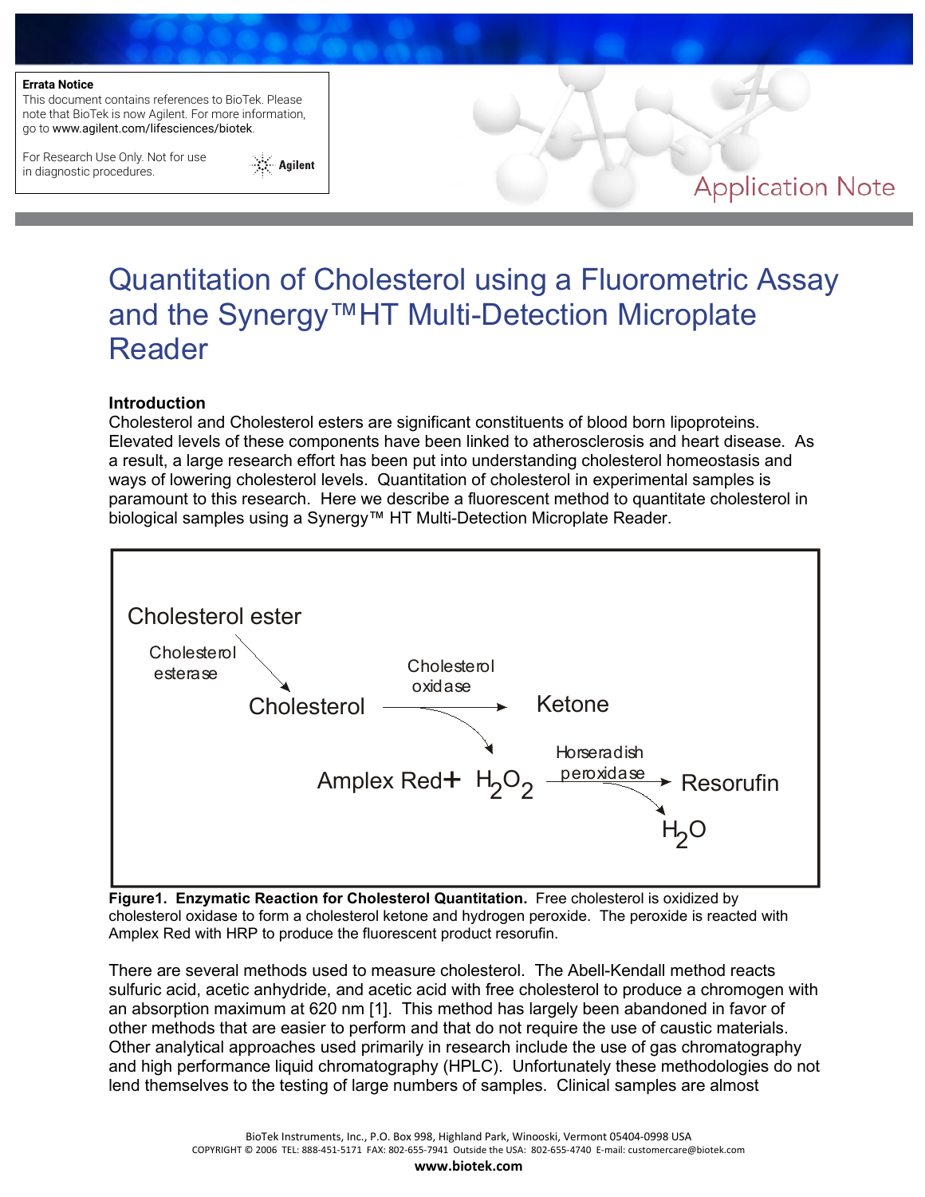**Errata Notice**
This document contains references to BioTek. Please note that BioTek is now Agilent. For more information, go to www.agilent.com/lifesciences/biotek.

For Research Use Only. Not for use in diagnostic procedures.

Application Note

# Quantitation of Cholesterol using a Fluorometric Assay and the Synergy™HT Multi-Detection Microplate Reader

## Introduction

Cholesterol and Cholesterol esters are significant constituents of blood born lipoproteins. Elevated levels of these components have been linked to atherosclerosis and heart disease. As a result, a large research effort has been put into understanding cholesterol homeostasis and ways of lowering cholesterol levels. Quantitation of cholesterol in experimental samples is paramount to this research. Here we describe a fluorescent method to quantitate cholesterol in biological samples using a Synergy™ HT Multi-Detection Microplate Reader.

Cholesterol ester → (Cholesterol esterase) → Cholesterol → (Cholesterol oxidase) → Ketone + $H_2O_2$

Amplex Red + $H_2O_2$ → (Horseradish peroxidase) → Resorufin + $H_2O$

**Figure1. Enzymatic Reaction for Cholesterol Quantitation.** Free cholesterol is oxidized by cholesterol oxidase to form a cholesterol ketone and hydrogen peroxide. The peroxide is reacted with Amplex Red with HRP to produce the fluorescent product resorufin.

There are several methods used to measure cholesterol. The Abell-Kendall method reacts sulfuric acid, acetic anhydride, and acetic acid with free cholesterol to produce a chromogen with an absorption maximum at 620 nm [1]. This method has largely been abandoned in favor of other methods that are easier to perform and that do not require the use of caustic materials. Other analytical approaches used primarily in research include the use of gas chromatography and high performance liquid chromatography (HPLC). Unfortunately these methodologies do not lend themselves to the testing of large numbers of samples. Clinical samples are almost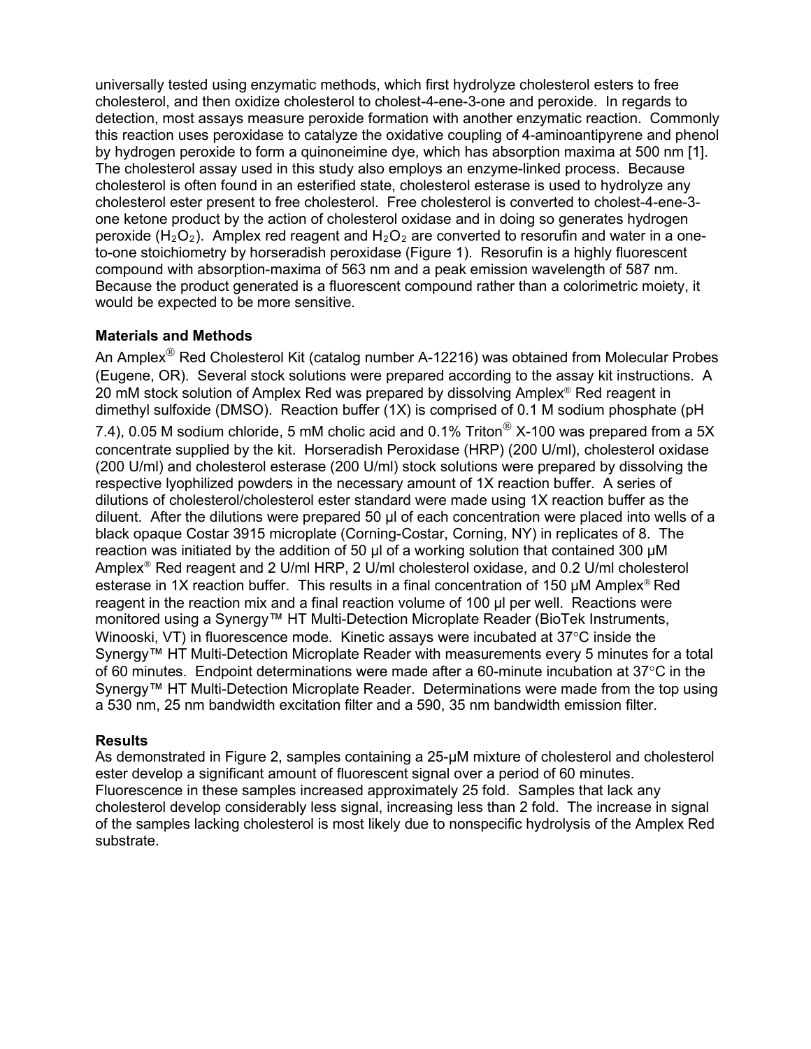universally tested using enzymatic methods, which first hydrolyze cholesterol esters to free cholesterol, and then oxidize cholesterol to cholest-4-ene-3-one and peroxide. In regards to detection, most assays measure peroxide formation with another enzymatic reaction. Commonly this reaction uses peroxidase to catalyze the oxidative coupling of 4-aminoantipyrene and phenol by hydrogen peroxide to form a quinoneimine dye, which has absorption maxima at 500 nm [1]. The cholesterol assay used in this study also employs an enzyme-linked process. Because cholesterol is often found in an esterified state, cholesterol esterase is used to hydrolyze any cholesterol ester present to free cholesterol. Free cholesterol is converted to cholest-4-ene-3-one ketone product by the action of cholesterol oxidase and in doing so generates hydrogen peroxide ($H_2O_2$). Amplex red reagent and $H_2O_2$ are converted to resorufin and water in a one-to-one stoichiometry by horseradish peroxidase (Figure 1). Resorufin is a highly fluorescent compound with absorption-maxima of 563 nm and a peak emission wavelength of 587 nm. Because the product generated is a fluorescent compound rather than a colorimetric moiety, it would be expected to be more sensitive.

### Materials and Methods

An Amplex® Red Cholesterol Kit (catalog number A-12216) was obtained from Molecular Probes (Eugene, OR). Several stock solutions were prepared according to the assay kit instructions. A 20 mM stock solution of Amplex Red was prepared by dissolving Amplex® Red reagent in dimethyl sulfoxide (DMSO). Reaction buffer (1X) is comprised of 0.1 M sodium phosphate (pH 7.4), 0.05 M sodium chloride, 5 mM cholic acid and 0.1% Triton® X-100 was prepared from a 5X concentrate supplied by the kit. Horseradish Peroxidase (HRP) (200 U/ml), cholesterol oxidase (200 U/ml) and cholesterol esterase (200 U/ml) stock solutions were prepared by dissolving the respective lyophilized powders in the necessary amount of 1X reaction buffer. A series of dilutions of cholesterol/cholesterol ester standard were made using 1X reaction buffer as the diluent. After the dilutions were prepared 50 µl of each concentration were placed into wells of a black opaque Costar 3915 microplate (Corning-Costar, Corning, NY) in replicates of 8. The reaction was initiated by the addition of 50 µl of a working solution that contained 300 µM Amplex® Red reagent and 2 U/ml HRP, 2 U/ml cholesterol oxidase, and 0.2 U/ml cholesterol esterase in 1X reaction buffer. This results in a final concentration of 150 µM Amplex® Red reagent in the reaction mix and a final reaction volume of 100 µl per well. Reactions were monitored using a Synergy™ HT Multi-Detection Microplate Reader (BioTek Instruments, Winooski, VT) in fluorescence mode. Kinetic assays were incubated at 37°C inside the Synergy™ HT Multi-Detection Microplate Reader with measurements every 5 minutes for a total of 60 minutes. Endpoint determinations were made after a 60-minute incubation at 37°C in the Synergy™ HT Multi-Detection Microplate Reader. Determinations were made from the top using a 530 nm, 25 nm bandwidth excitation filter and a 590, 35 nm bandwidth emission filter.

### Results

As demonstrated in Figure 2, samples containing a 25-µM mixture of cholesterol and cholesterol ester develop a significant amount of fluorescent signal over a period of 60 minutes. Fluorescence in these samples increased approximately 25 fold. Samples that lack any cholesterol develop considerably less signal, increasing less than 2 fold. The increase in signal of the samples lacking cholesterol is most likely due to nonspecific hydrolysis of the Amplex Red substrate.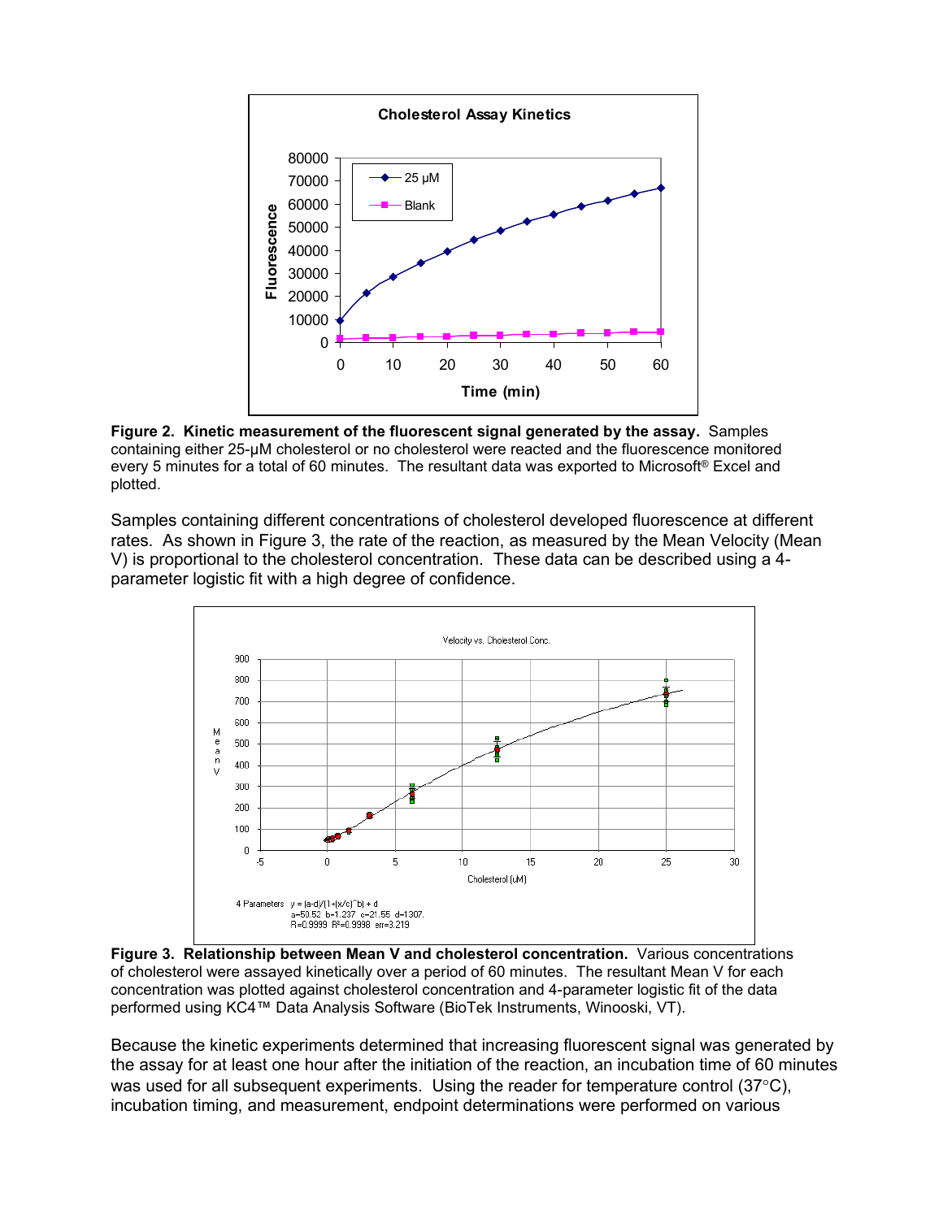**Figure 2. Kinetic measurement of the fluorescent signal generated by the assay.** Samples containing either 25-μM cholesterol or no cholesterol were reacted and the fluorescence monitored every 5 minutes for a total of 60 minutes. The resultant data was exported to Microsoft® Excel and plotted.

Samples containing different concentrations of cholesterol developed fluorescence at different rates. As shown in Figure 3, the rate of the reaction, as measured by the Mean Velocity (Mean V) is proportional to the cholesterol concentration. These data can be described using a 4-parameter logistic fit with a high degree of confidence.

**Figure 3. Relationship between Mean V and cholesterol concentration.** Various concentrations of cholesterol were assayed kinetically over a period of 60 minutes. The resultant Mean V for each concentration was plotted against cholesterol concentration and 4-parameter logistic fit of the data performed using KC4™ Data Analysis Software (BioTek Instruments, Winooski, VT).

Because the kinetic experiments determined that increasing fluorescent signal was generated by the assay for at least one hour after the initiation of the reaction, an incubation time of 60 minutes was used for all subsequent experiments. Using the reader for temperature control (37°C), incubation timing, and measurement, endpoint determinations were performed on various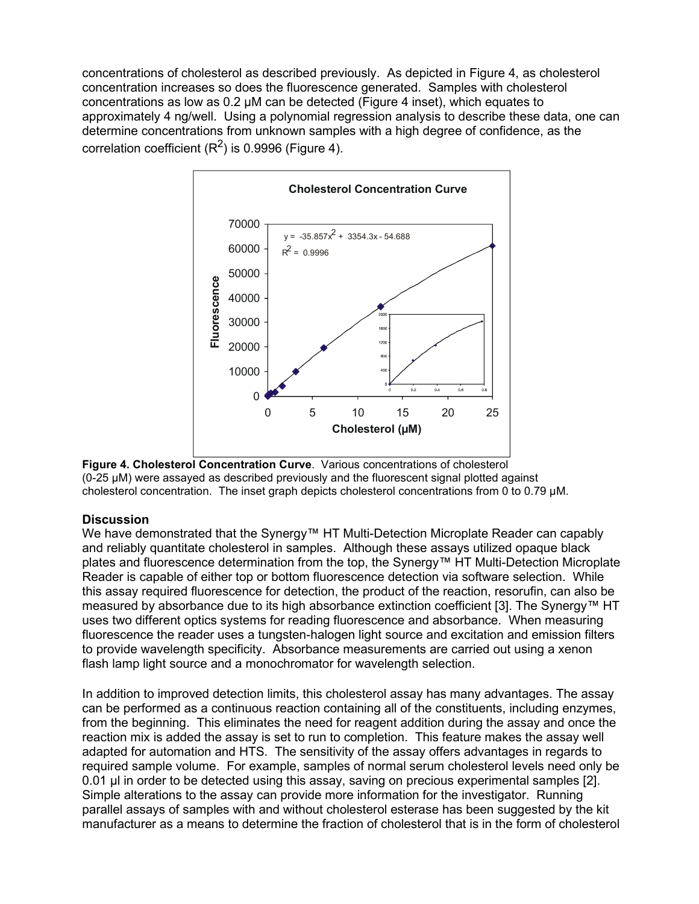concentrations of cholesterol as described previously. As depicted in Figure 4, as cholesterol concentration increases so does the fluorescence generated. Samples with cholesterol concentrations as low as 0.2 µM can be detected (Figure 4 inset), which equates to approximately 4 ng/well. Using a polynomial regression analysis to describe these data, one can determine concentrations from unknown samples with a high degree of confidence, as the correlation coefficient ($R^2$) is 0.9996 (Figure 4).

**Figure 4. Cholesterol Concentration Curve**. Various concentrations of cholesterol (0-25 µM) were assayed as described previously and the fluorescent signal plotted against cholesterol concentration. The inset graph depicts cholesterol concentrations from 0 to 0.79 µM.

## Discussion

We have demonstrated that the Synergy™ HT Multi-Detection Microplate Reader can capably and reliably quantitate cholesterol in samples. Although these assays utilized opaque black plates and fluorescence determination from the top, the Synergy™ HT Multi-Detection Microplate Reader is capable of either top or bottom fluorescence detection via software selection. While this assay required fluorescence for detection, the product of the reaction, resorufin, can also be measured by absorbance due to its high absorbance extinction coefficient [3]. The Synergy™ HT uses two different optics systems for reading fluorescence and absorbance. When measuring fluorescence the reader uses a tungsten-halogen light source and excitation and emission filters to provide wavelength specificity. Absorbance measurements are carried out using a xenon flash lamp light source and a monochromator for wavelength selection.

In addition to improved detection limits, this cholesterol assay has many advantages. The assay can be performed as a continuous reaction containing all of the constituents, including enzymes, from the beginning. This eliminates the need for reagent addition during the assay and once the reaction mix is added the assay is set to run to completion. This feature makes the assay well adapted for automation and HTS. The sensitivity of the assay offers advantages in regards to required sample volume. For example, samples of normal serum cholesterol levels need only be 0.01 µl in order to be detected using this assay, saving on precious experimental samples [2]. Simple alterations to the assay can provide more information for the investigator. Running parallel assays of samples with and without cholesterol esterase has been suggested by the kit manufacturer as a means to determine the fraction of cholesterol that is in the form of cholesterol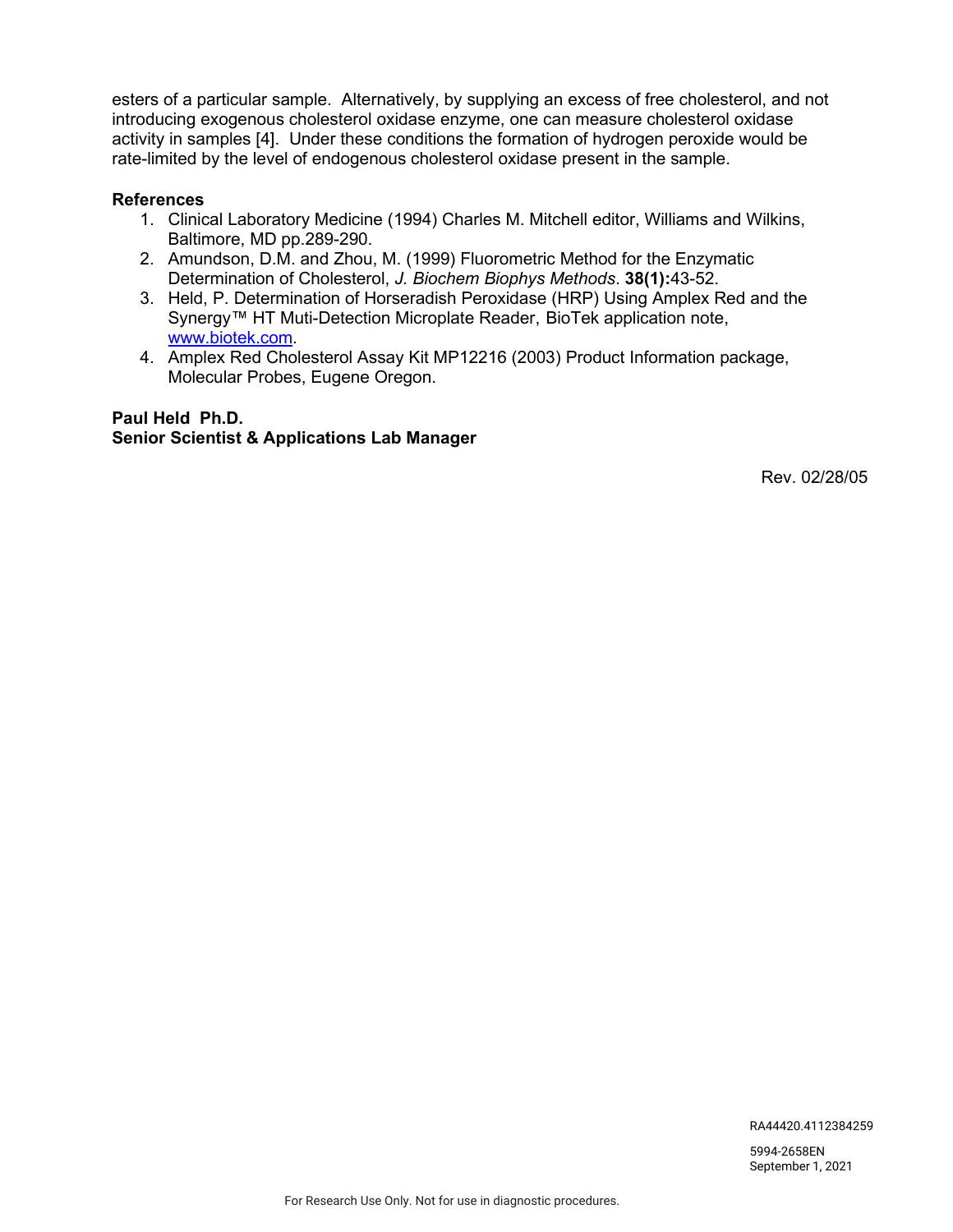esters of a particular sample. Alternatively, by supplying an excess of free cholesterol, and not introducing exogenous cholesterol oxidase enzyme, one can measure cholesterol oxidase activity in samples [4]. Under these conditions the formation of hydrogen peroxide would be rate-limited by the level of endogenous cholesterol oxidase present in the sample.

**References**

1. Clinical Laboratory Medicine (1994) Charles M. Mitchell editor, Williams and Wilkins, Baltimore, MD pp.289-290.
2. Amundson, D.M. and Zhou, M. (1999) Fluorometric Method for the Enzymatic Determination of Cholesterol, *J. Biochem Biophys Methods*. **38(1):**43-52.
3. Held, P. Determination of Horseradish Peroxidase (HRP) Using Amplex Red and the Synergy™ HT Muti-Detection Microplate Reader, BioTek application note, www.biotek.com.
4. Amplex Red Cholesterol Assay Kit MP12216 (2003) Product Information package, Molecular Probes, Eugene Oregon.

**Paul Held Ph.D.**
**Senior Scientist & Applications Lab Manager**

Rev. 02/28/05

RA44420.4112384259

5994-2658EN
September 1, 2021

For Research Use Only. Not for use in diagnostic procedures.